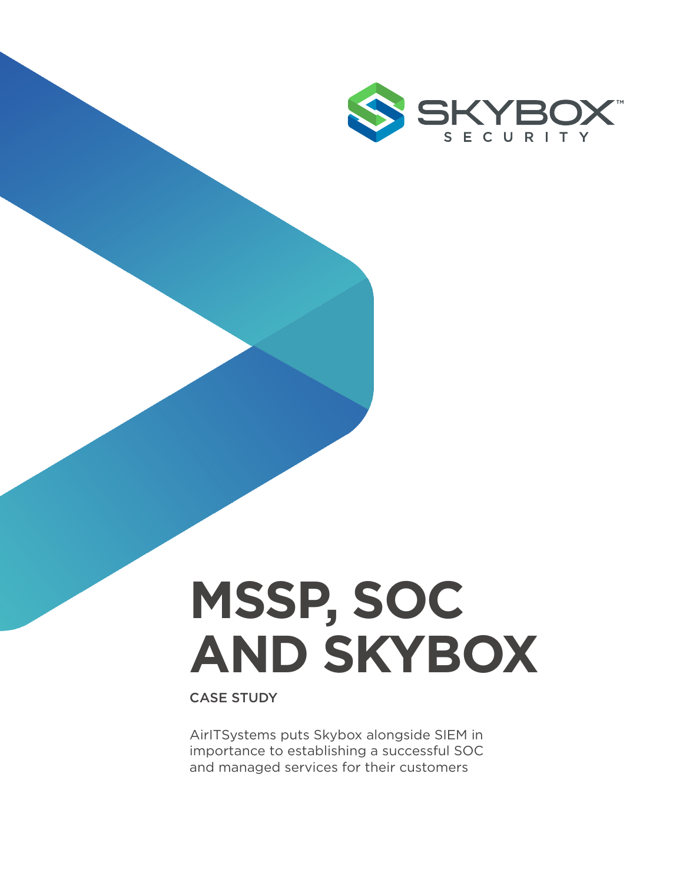SKYBOX™ SECURITY

# MSSP, SOC AND SKYBOX

CASE STUDY

AirITSystems puts Skybox alongside SIEM in importance to establishing a successful SOC and managed services for their customers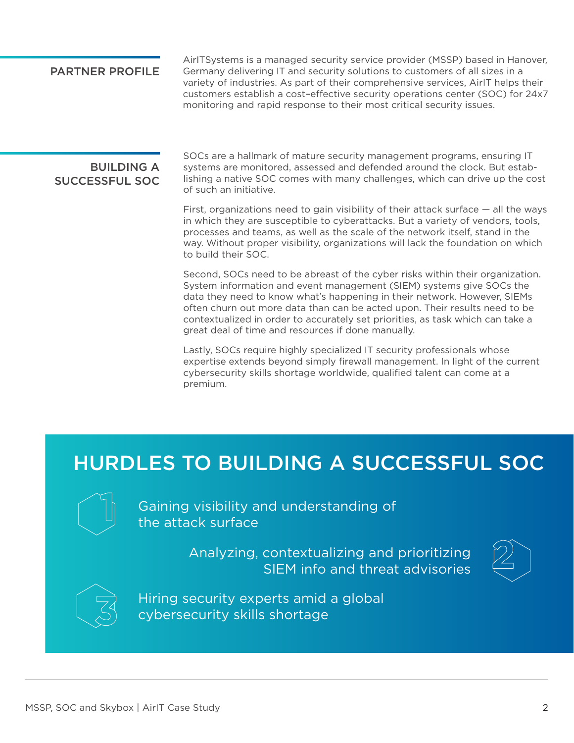## PARTNER PROFILE

AirITSystems is a managed security service provider (MSSP) based in Hanover, Germany delivering IT and security solutions to customers of all sizes in a variety of industries. As part of their comprehensive services, AirIT helps their customers establish a cost–effective security operations center (SOC) for 24x7 monitoring and rapid response to their most critical security issues.

## BUILDING A SUCCESSFUL SOC

SOCs are a hallmark of mature security management programs, ensuring IT systems are monitored, assessed and defended around the clock. But establishing a native SOC comes with many challenges, which can drive up the cost of such an initiative.

First, organizations need to gain visibility of their attack surface — all the ways in which they are susceptible to cyberattacks. But a variety of vendors, tools, processes and teams, as well as the scale of the network itself, stand in the way. Without proper visibility, organizations will lack the foundation on which to build their SOC.

Second, SOCs need to be abreast of the cyber risks within their organization. System information and event management (SIEM) systems give SOCs the data they need to know what's happening in their network. However, SIEMs often churn out more data than can be acted upon. Their results need to be contextualized in order to accurately set priorities, as task which can take a great deal of time and resources if done manually.

Lastly, SOCs require highly specialized IT security professionals whose expertise extends beyond simply firewall management. In light of the current cybersecurity skills shortage worldwide, qualified talent can come at a premium.

## HURDLES TO BUILDING A SUCCESSFUL SOC

1. Gaining visibility and understanding of the attack surface
2. Analyzing, contextualizing and prioritizing SIEM info and threat advisories
3. Hiring security experts amid a global cybersecurity skills shortage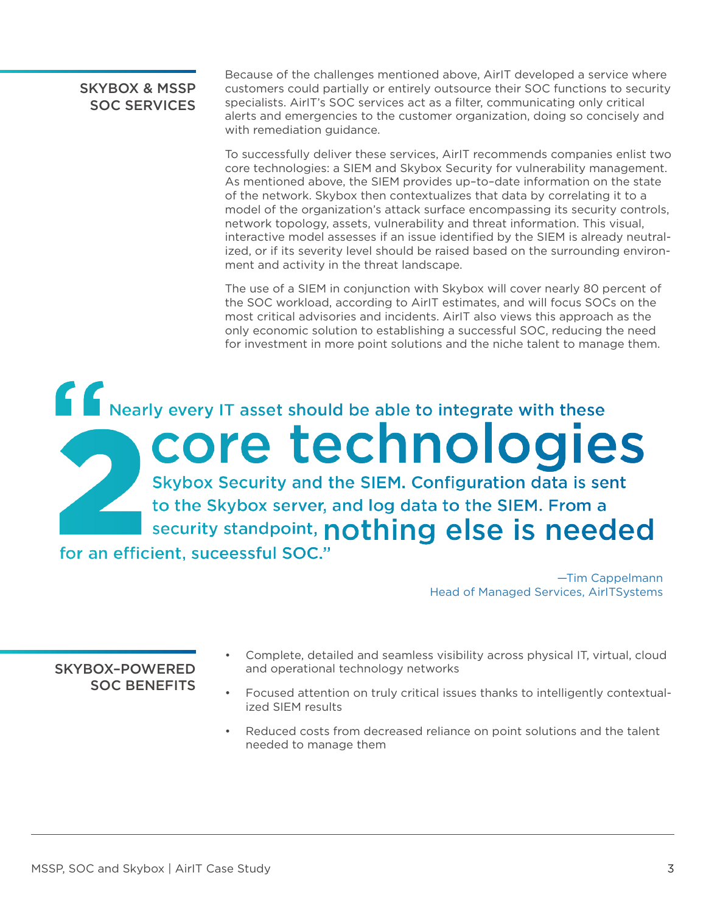## SKYBOX & MSSP SOC SERVICES

Because of the challenges mentioned above, AirIT developed a service where customers could partially or entirely outsource their SOC functions to security specialists. AirIT's SOC services act as a filter, communicating only critical alerts and emergencies to the customer organization, doing so concisely and with remediation guidance.

To successfully deliver these services, AirIT recommends companies enlist two core technologies: a SIEM and Skybox Security for vulnerability management. As mentioned above, the SIEM provides up–to–date information on the state of the network. Skybox then contextualizes that data by correlating it to a model of the organization's attack surface encompassing its security controls, network topology, assets, vulnerability and threat information. This visual, interactive model assesses if an issue identified by the SIEM is already neutralized, or if its severity level should be raised based on the surrounding environment and activity in the threat landscape.

The use of a SIEM in conjunction with Skybox will cover nearly 80 percent of the SOC workload, according to AirIT estimates, and will focus SOCs on the most critical advisories and incidents. AirIT also views this approach as the only economic solution to establishing a successful SOC, reducing the need for investment in more point solutions and the niche talent to manage them.

> "Nearly every IT asset should be able to integrate with these **2 core technologies** Skybox Security and the SIEM. Configuration data is sent to the Skybox server, and log data to the SIEM. From a security standpoint, **nothing else is needed** for an efficient, suceessful SOC."
>
> —Tim Cappelmann
> Head of Managed Services, AirITSystems

## SKYBOX–POWERED SOC BENEFITS

- Complete, detailed and seamless visibility across physical IT, virtual, cloud and operational technology networks
- Focused attention on truly critical issues thanks to intelligently contextualized SIEM results
- Reduced costs from decreased reliance on point solutions and the talent needed to manage them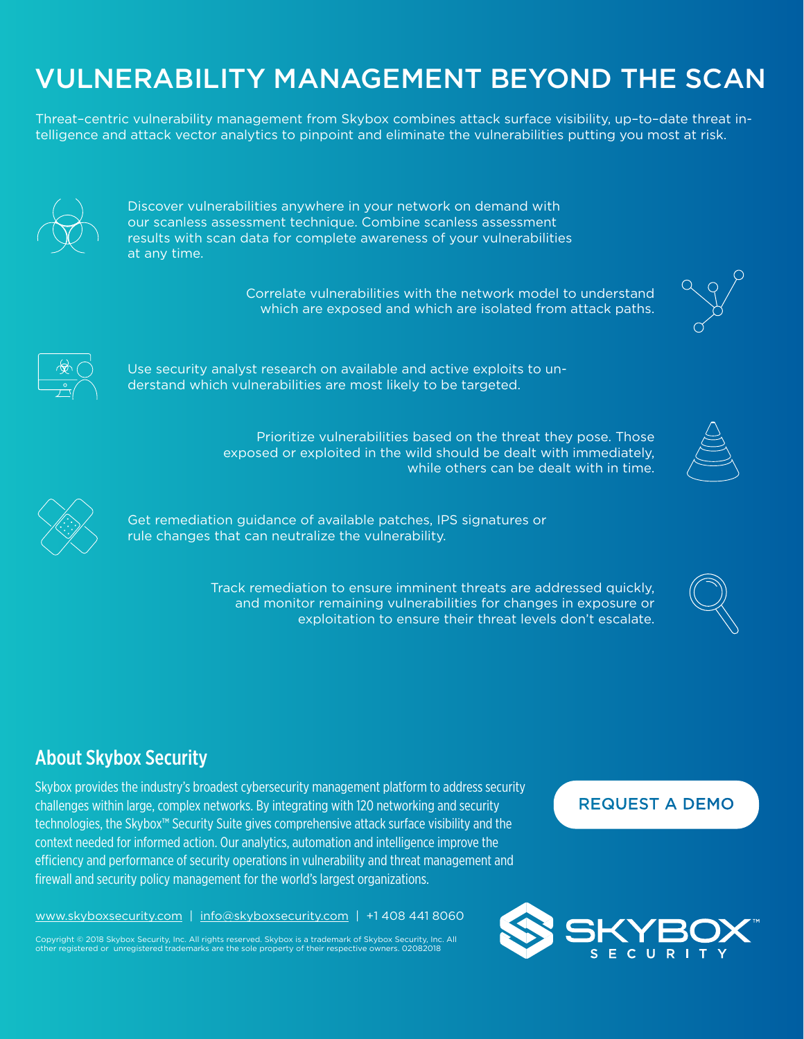# VULNERABILITY MANAGEMENT BEYOND THE SCAN

Threat–centric vulnerability management from Skybox combines attack surface visibility, up–to–date threat intelligence and attack vector analytics to pinpoint and eliminate the vulnerabilities putting you most at risk.

Discover vulnerabilities anywhere in your network on demand with our scanless assessment technique. Combine scanless assessment results with scan data for complete awareness of your vulnerabilities at any time.

Correlate vulnerabilities with the network model to understand which are exposed and which are isolated from attack paths.

Use security analyst research on available and active exploits to understand which vulnerabilities are most likely to be targeted.

Prioritize vulnerabilities based on the threat they pose. Those exposed or exploited in the wild should be dealt with immediately, while others can be dealt with in time.

Get remediation guidance of available patches, IPS signatures or rule changes that can neutralize the vulnerability.

Track remediation to ensure imminent threats are addressed quickly, and monitor remaining vulnerabilities for changes in exposure or exploitation to ensure their threat levels don't escalate.

## About Skybox Security

Skybox provides the industry's broadest cybersecurity management platform to address security challenges within large, complex networks. By integrating with 120 networking and security technologies, the Skybox™ Security Suite gives comprehensive attack surface visibility and the context needed for informed action. Our analytics, automation and intelligence improve the efficiency and performance of security operations in vulnerability and threat management and firewall and security policy management for the world's largest organizations.

REQUEST A DEMO

www.skyboxsecurity.com | info@skyboxsecurity.com | +1 408 441 8060

Copyright © 2018 Skybox Security, Inc. All rights reserved. Skybox is a trademark of Skybox Security, Inc. All other registered or unregistered trademarks are the sole property of their respective owners. 02082018

SKYBOX™ SECURITY